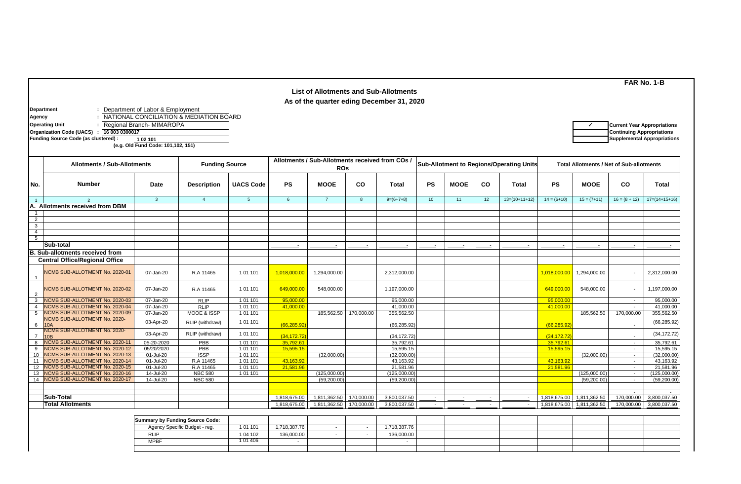**FAR No. 1-B**

## List of Allotments and Sub-Allotments

### As of the quarter eding December 31, 2020

**Department** : Department of Labor & Employment
**Agency** : NATIONAL CONCILIATION & MEDIATION BOARD
**Operating Unit** : Regional Branch- MIMAROPA
**Organization Code (UACS)** : 16 003 0300017
**Funding Source Code (as clustered)** : 1 02 101
(e.g. Old Fund Code: 101,102, 151)

| | |
|---|---|
| ✓ | Current Year Appropriations |
| | Continuing Appropriations |
| | Supplemental Appropriations |

| No. | Allotments / Sub-Allotments | | Funding Source | | Allotments / Sub-Allotments received from COs / ROs | | | | Sub-Allotment to Regions/Operating Units | | | | Total Allotments / Net of Sub-allotments | | | |
|---|---|---|---|---|---|---|---|---|---|---|---|---|---|---|---|---|
| | Number | Date | Description | UACS Code | PS | MOOE | CO | Total | PS | MOOE | CO | Total | PS | MOOE | CO | Total |
| 1 | 2 | 3 | 4 | 5 | 6 | 7 | 8 | 9=(6+7+8) | 10 | 11 | 12 | 13=(10+11+12) | 14 = (6+10) | 15 = (7+11) | 16 = (8 + 12) | 17=(14+15+16) |
| | **A. Allotments received from DBM** | | | | | | | | | | | | | | | |
| 1 | | | | | | | | | | | | | | | | |
| 2 | | | | | | | | | | | | | | | | |
| 3 | | | | | | | | | | | | | | | | |
| 4 | | | | | | | | | | | | | | | | |
| 5 | | | | | | | | | | | | | | | | |
| | **Sub-total** | | | | - | - | - | - | - | - | - | - | - | - | - | - |
| | **B. Sub-allotments received from Central Office/Regional Office** | | | | | | | | | | | | | | | |
| 1 | NCMB SUB-ALLOTMENT No. 2020-01 | 07-Jan-20 | R.A 11465 | 1 01 101 | 1,018,000.00 | 1,294,000.00 | | 2,312,000.00 | | | | | 1,018,000.00 | 1,294,000.00 | - | 2,312,000.00 |
| 2 | NCMB SUB-ALLOTMENT No. 2020-02 | 07-Jan-20 | R.A 11465 | 1 01 101 | 649,000.00 | 548,000.00 | | 1,197,000.00 | | | | | 649,000.00 | 548,000.00 | - | 1,197,000.00 |
| 3 | NCMB SUB-ALLOTMENT No. 2020-03 | 07-Jan-20 | RLIP | 1 01 101 | 95,000.00 | | | 95,000.00 | | | | | 95,000.00 | | - | 95,000.00 |
| 4 | NCMB SUB-ALLOTMENT No. 2020-04 | 07-Jan-20 | RLIP | 1 01 101 | 41,000.00 | | | 41,000.00 | | | | | 41,000.00 | | - | 41,000.00 |
| 5 | NCMB SUB-ALLOTMENT No. 2020-09 | 07-Jan-20 | MOOE & ISSP | 1 01 101 | | 185,562.50 | 170,000.00 | 355,562.50 | | | | | | 185,562.50 | 170,000.00 | 355,562.50 |
| 6 | NCMB SUB-ALLOTMENT No. 2020-10A | 03-Apr-20 | RLIP (withdraw) | 1 01 101 | (66,285.92) | | | (66,285.92) | | | | | (66,285.92) | | - | (66,285.92) |
| 7 | NCMB SUB-ALLOTMENT No. 2020-10B | 03-Apr-20 | RLIP (withdraw) | 1 01 101 | (34,172.72) | | | (34,172.72) | | | | | (34,172.72) | | - | (34,172.72) |
| 8 | NCMB SUB-ALLOTMENT No. 2020-11 | 05-20-2020 | PBB | 1 01 101 | 35,792.61 | | | 35,792.61 | | | | | 35,792.61 | | - | 35,792.61 |
| 9 | NCMB SUB-ALLOTMENT No. 2020-12 | 05/20/2020 | PBB | 1 01 101 | 15,595.15 | | | 15,595.15 | | | | | 15,595.15 | | - | 15,595.15 |
| 10 | NCMB SUB-ALLOTMENT No. 2020-13 | 01-Jul-20 | ISSP | 1 01 101 | | (32,000.00) | | (32,000.00) | | | | | | (32,000.00) | - | (32,000.00) |
| 11 | NCMB SUB-ALLOTMENT No. 2020-14 | 01-Jul-20 | R.A 11465 | 1 01 101 | 43,163.92 | | | 43,163.92 | | | | | 43,163.92 | | - | 43,163.92 |
| 12 | NCMB SUB-ALLOTMENT No. 2020-15 | 01-Jul-20 | R.A 11465 | 1 01 101 | 21,581.96 | | | 21,581.96 | | | | | 21,581.96 | | - | 21,581.96 |
| 13 | NCMB SUB-ALLOTMENT No. 2020-16 | 14-Jul-20 | NBC 580 | 1 01 101 | | (125,000.00) | | (125,000.00) | | | | | | (125,000.00) | - | (125,000.00) |
| 14 | NCMB SUB-ALLOTMENT No. 2020-17 | 14-Jul-20 | NBC 580 | | | (59,200.00) | | (59,200.00) | | | | | | (59,200.00) | - | (59,200.00) |
| | | | | | | | | | | | | | | | - | - |
| | **Sub-Total** | | | | 1,818,675.00 | 1,811,362.50 | 170,000.00 | 3,800,037.50 | - | - | - | - | 1,818,675.00 | 1,811,362.50 | 170,000.00 | 3,800,037.50 |
| | **Total Allotments** | | | | 1,818,675.00 | 1,811,362.50 | 170,000.00 | 3,800,037.50 | - | - | - | - | 1,818,675.00 | 1,811,362.50 | 170,000.00 | 3,800,037.50 |

| Summary by Funding Source Code: | | | | | |
|---|---|---|---|---|---|
| Agency Specific Budget - reg. | 1 01 101 | 1,718,387.76 | - | - | 1,718,387.76 |
| RLIP | 1 04 102 | 136,000.00 | - | - | 136,000.00 |
| MPBF | 1 01 406 | - | | | - |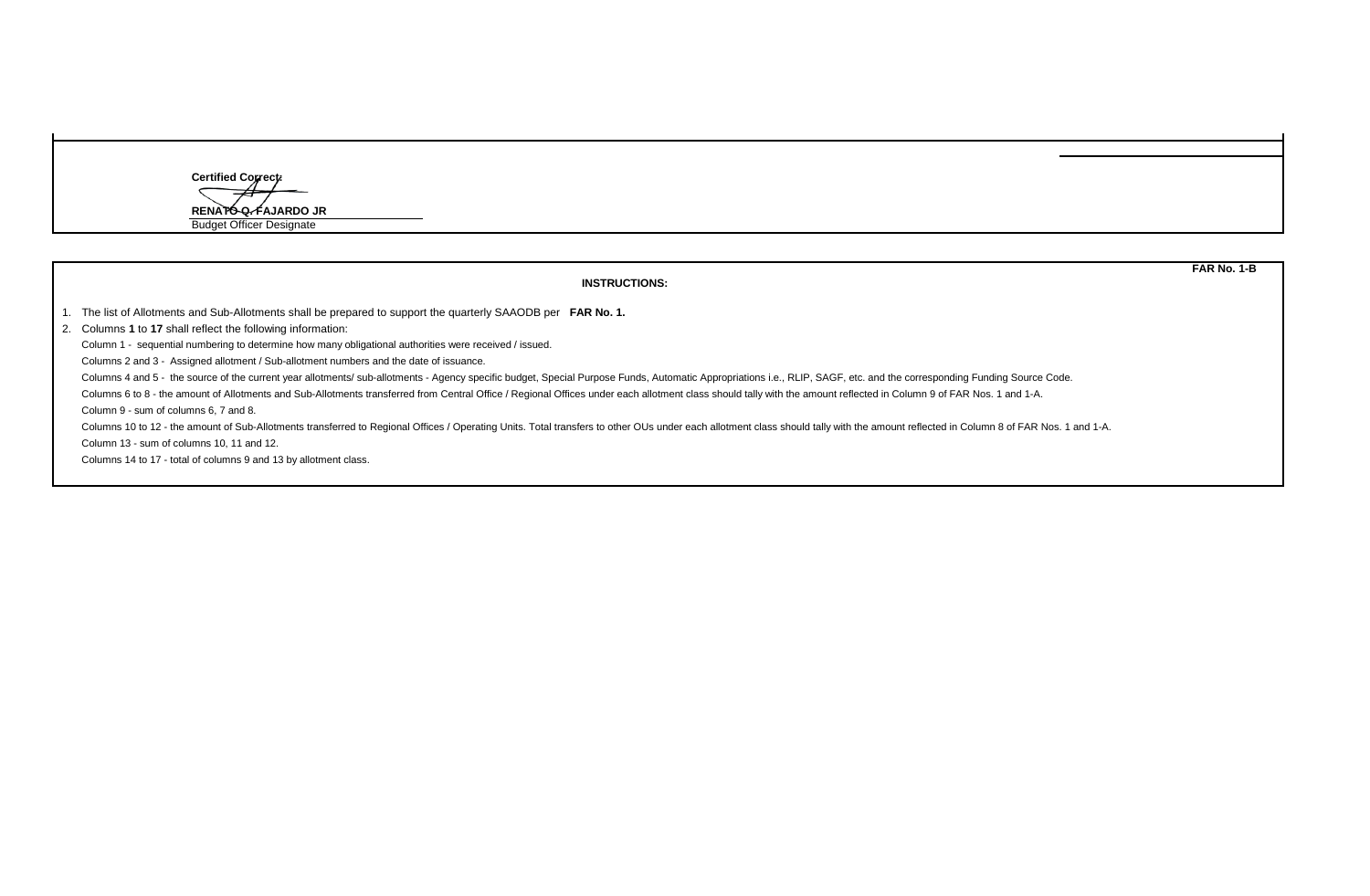Certified Correct:

**RENATO Q. FAJARDO JR**
Budget Officer Designate

**FAR No. 1-B**

**INSTRUCTIONS:**

1. The list of Allotments and Sub-Allotments shall be prepared to support the quarterly SAAODB per **FAR No. 1.**
2. Columns **1** to **17** shall reflect the following information:

   Column 1 - sequential numbering to determine how many obligational authorities were received / issued.

   Columns 2 and 3 - Assigned allotment / Sub-allotment numbers and the date of issuance.

   Columns 4 and 5 - the source of the current year allotments/ sub-allotments - Agency specific budget, Special Purpose Funds, Automatic Appropriations i.e., RLIP, SAGF, etc. and the corresponding Funding Source Code.

   Columns 6 to 8 - the amount of Allotments and Sub-Allotments transferred from Central Office / Regional Offices under each allotment class should tally with the amount reflected in Column 9 of FAR Nos. 1 and 1-A.

   Column 9 - sum of columns 6, 7 and 8.

   Columns 10 to 12 - the amount of Sub-Allotments transferred to Regional Offices / Operating Units. Total transfers to other OUs under each allotment class should tally with the amount reflected in Column 8 of FAR Nos. 1 and 1-A.

   Column 13 - sum of columns 10, 11 and 12.

   Columns 14 to 17 - total of columns 9 and 13 by allotment class.